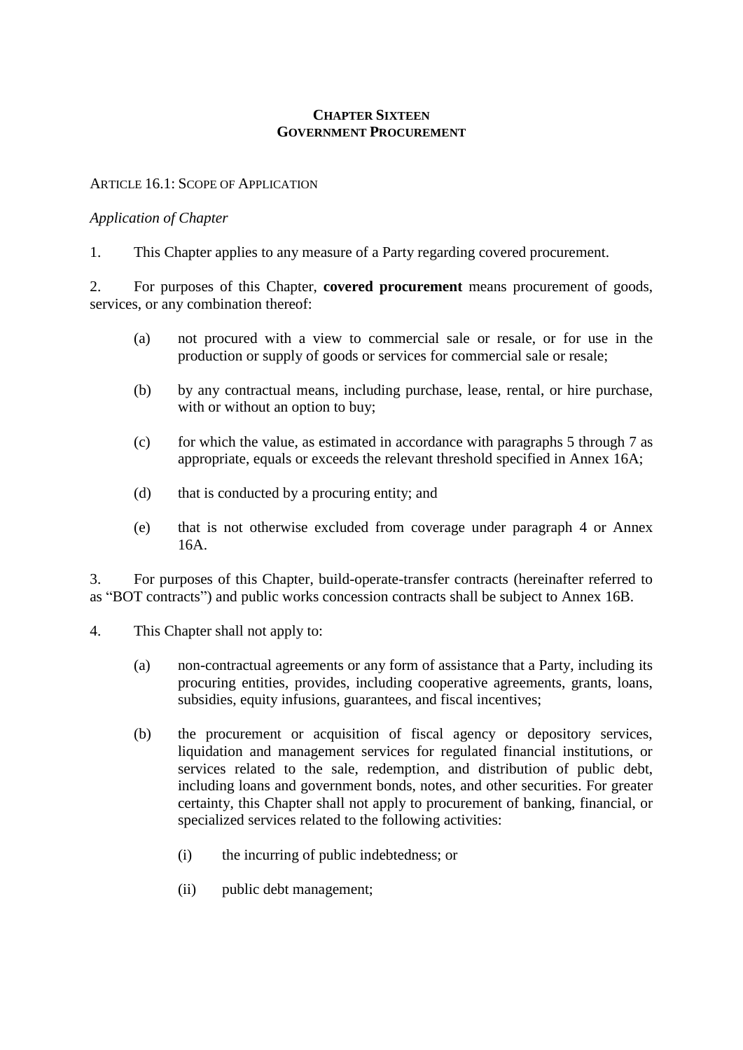# CHAPTER SIXTEEN
# GOVERNMENT PROCUREMENT

## ARTICLE 16.1: SCOPE OF APPLICATION

*Application of Chapter*

1. This Chapter applies to any measure of a Party regarding covered procurement.

2. For purposes of this Chapter, **covered procurement** means procurement of goods, services, or any combination thereof:

   (a) not procured with a view to commercial sale or resale, or for use in the production or supply of goods or services for commercial sale or resale;

   (b) by any contractual means, including purchase, lease, rental, or hire purchase, with or without an option to buy;

   (c) for which the value, as estimated in accordance with paragraphs 5 through 7 as appropriate, equals or exceeds the relevant threshold specified in Annex 16A;

   (d) that is conducted by a procuring entity; and

   (e) that is not otherwise excluded from coverage under paragraph 4 or Annex 16A.

3. For purposes of this Chapter, build-operate-transfer contracts (hereinafter referred to as "BOT contracts") and public works concession contracts shall be subject to Annex 16B.

4. This Chapter shall not apply to:

   (a) non-contractual agreements or any form of assistance that a Party, including its procuring entities, provides, including cooperative agreements, grants, loans, subsidies, equity infusions, guarantees, and fiscal incentives;

   (b) the procurement or acquisition of fiscal agency or depository services, liquidation and management services for regulated financial institutions, or services related to the sale, redemption, and distribution of public debt, including loans and government bonds, notes, and other securities. For greater certainty, this Chapter shall not apply to procurement of banking, financial, or specialized services related to the following activities:

      (i) the incurring of public indebtedness; or

      (ii) public debt management;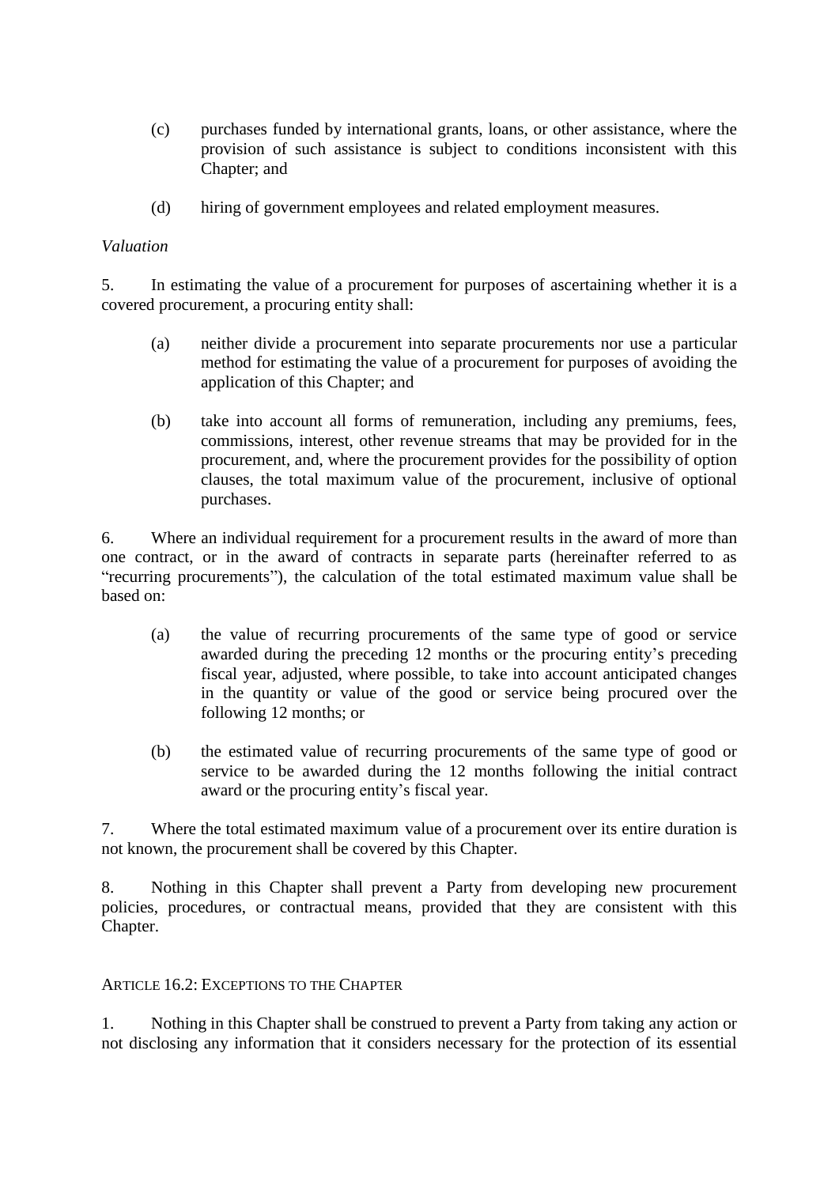(c) purchases funded by international grants, loans, or other assistance, where the provision of such assistance is subject to conditions inconsistent with this Chapter; and

(d) hiring of government employees and related employment measures.

*Valuation*

5. In estimating the value of a procurement for purposes of ascertaining whether it is a covered procurement, a procuring entity shall:

(a) neither divide a procurement into separate procurements nor use a particular method for estimating the value of a procurement for purposes of avoiding the application of this Chapter; and

(b) take into account all forms of remuneration, including any premiums, fees, commissions, interest, other revenue streams that may be provided for in the procurement, and, where the procurement provides for the possibility of option clauses, the total maximum value of the procurement, inclusive of optional purchases.

6. Where an individual requirement for a procurement results in the award of more than one contract, or in the award of contracts in separate parts (hereinafter referred to as "recurring procurements"), the calculation of the total estimated maximum value shall be based on:

(a) the value of recurring procurements of the same type of good or service awarded during the preceding 12 months or the procuring entity's preceding fiscal year, adjusted, where possible, to take into account anticipated changes in the quantity or value of the good or service being procured over the following 12 months; or

(b) the estimated value of recurring procurements of the same type of good or service to be awarded during the 12 months following the initial contract award or the procuring entity's fiscal year.

7. Where the total estimated maximum value of a procurement over its entire duration is not known, the procurement shall be covered by this Chapter.

8. Nothing in this Chapter shall prevent a Party from developing new procurement policies, procedures, or contractual means, provided that they are consistent with this Chapter.

## ARTICLE 16.2: EXCEPTIONS TO THE CHAPTER

1. Nothing in this Chapter shall be construed to prevent a Party from taking any action or not disclosing any information that it considers necessary for the protection of its essential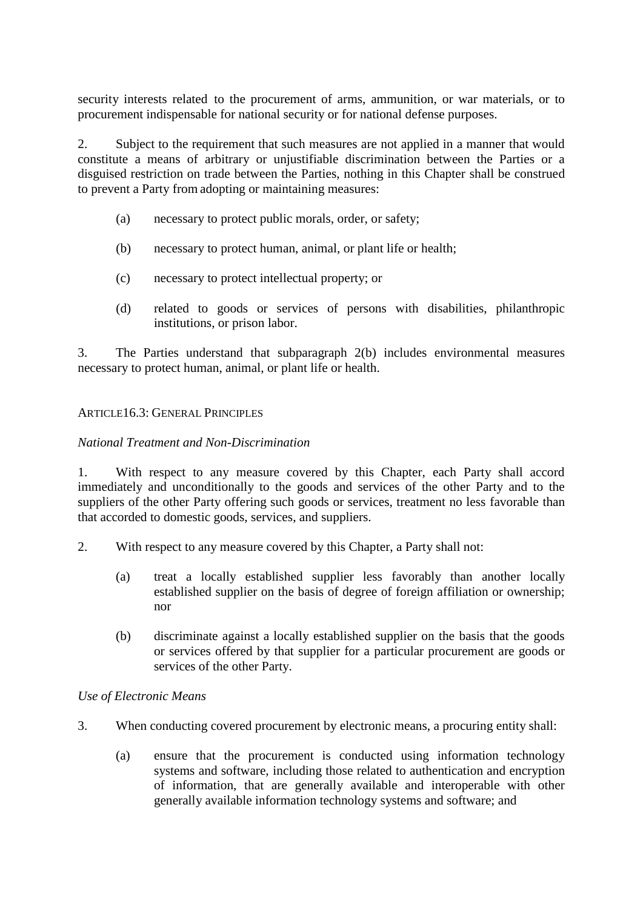security interests related to the procurement of arms, ammunition, or war materials, or to procurement indispensable for national security or for national defense purposes.

2. Subject to the requirement that such measures are not applied in a manner that would constitute a means of arbitrary or unjustifiable discrimination between the Parties or a disguised restriction on trade between the Parties, nothing in this Chapter shall be construed to prevent a Party from adopting or maintaining measures:

(a) necessary to protect public morals, order, or safety;

(b) necessary to protect human, animal, or plant life or health;

(c) necessary to protect intellectual property; or

(d) related to goods or services of persons with disabilities, philanthropic institutions, or prison labor.

3. The Parties understand that subparagraph 2(b) includes environmental measures necessary to protect human, animal, or plant life or health.

## ARTICLE16.3: GENERAL PRINCIPLES

*National Treatment and Non-Discrimination*

1. With respect to any measure covered by this Chapter, each Party shall accord immediately and unconditionally to the goods and services of the other Party and to the suppliers of the other Party offering such goods or services, treatment no less favorable than that accorded to domestic goods, services, and suppliers.

2. With respect to any measure covered by this Chapter, a Party shall not:

(a) treat a locally established supplier less favorably than another locally established supplier on the basis of degree of foreign affiliation or ownership; nor

(b) discriminate against a locally established supplier on the basis that the goods or services offered by that supplier for a particular procurement are goods or services of the other Party.

*Use of Electronic Means*

3. When conducting covered procurement by electronic means, a procuring entity shall:

(a) ensure that the procurement is conducted using information technology systems and software, including those related to authentication and encryption of information, that are generally available and interoperable with other generally available information technology systems and software; and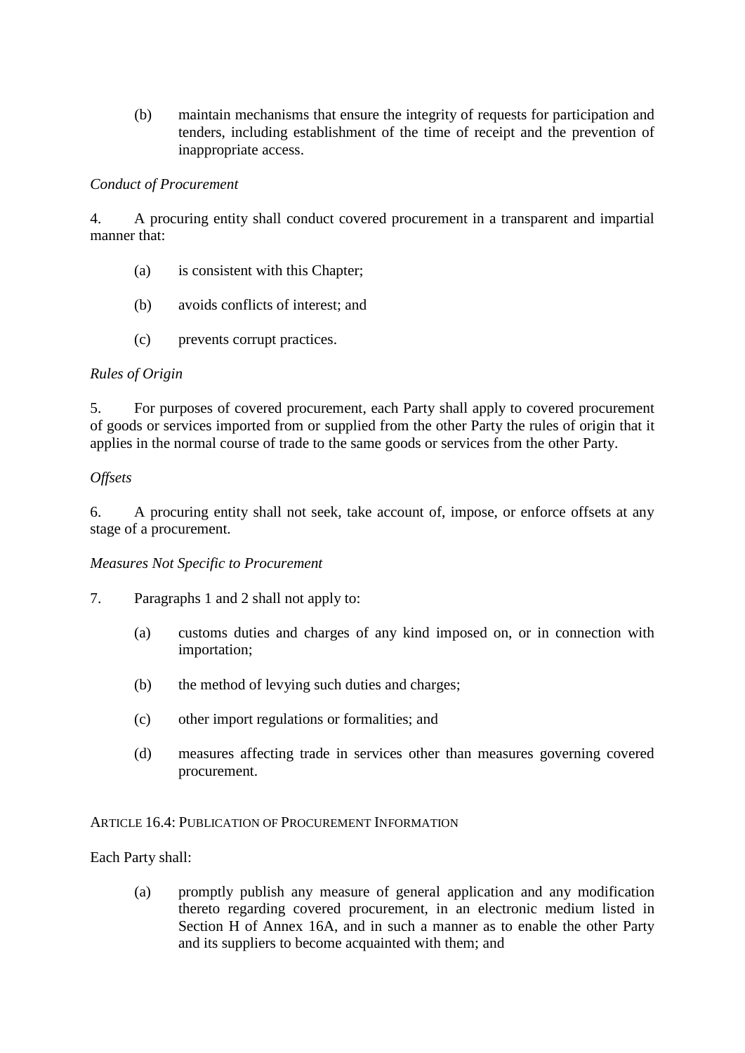(b) maintain mechanisms that ensure the integrity of requests for participation and tenders, including establishment of the time of receipt and the prevention of inappropriate access.

*Conduct of Procurement*

4. A procuring entity shall conduct covered procurement in a transparent and impartial manner that:

(a) is consistent with this Chapter;

(b) avoids conflicts of interest; and

(c) prevents corrupt practices.

*Rules of Origin*

5. For purposes of covered procurement, each Party shall apply to covered procurement of goods or services imported from or supplied from the other Party the rules of origin that it applies in the normal course of trade to the same goods or services from the other Party.

*Offsets*

6. A procuring entity shall not seek, take account of, impose, or enforce offsets at any stage of a procurement.

*Measures Not Specific to Procurement*

7. Paragraphs 1 and 2 shall not apply to:

(a) customs duties and charges of any kind imposed on, or in connection with importation;

(b) the method of levying such duties and charges;

(c) other import regulations or formalities; and

(d) measures affecting trade in services other than measures governing covered procurement.

## Article 16.4: Publication of Procurement Information

Each Party shall:

(a) promptly publish any measure of general application and any modification thereto regarding covered procurement, in an electronic medium listed in Section H of Annex 16A, and in such a manner as to enable the other Party and its suppliers to become acquainted with them; and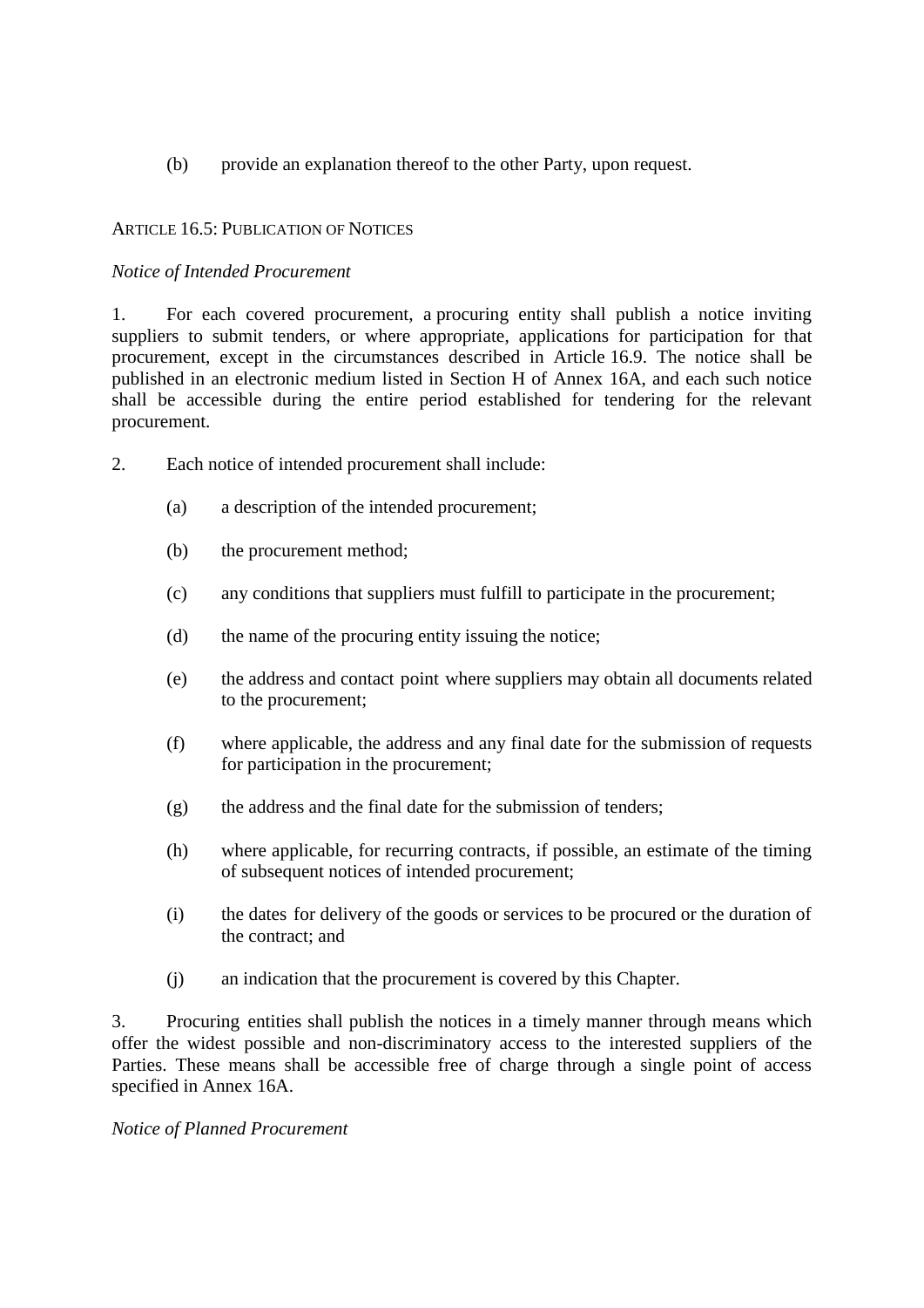(b) provide an explanation thereof to the other Party, upon request.

## ARTICLE 16.5: PUBLICATION OF NOTICES

*Notice of Intended Procurement*

1. For each covered procurement, a procuring entity shall publish a notice inviting suppliers to submit tenders, or where appropriate, applications for participation for that procurement, except in the circumstances described in Article 16.9. The notice shall be published in an electronic medium listed in Section H of Annex 16A, and each such notice shall be accessible during the entire period established for tendering for the relevant procurement.

2. Each notice of intended procurement shall include:

   (a) a description of the intended procurement;

   (b) the procurement method;

   (c) any conditions that suppliers must fulfill to participate in the procurement;

   (d) the name of the procuring entity issuing the notice;

   (e) the address and contact point where suppliers may obtain all documents related to the procurement;

   (f) where applicable, the address and any final date for the submission of requests for participation in the procurement;

   (g) the address and the final date for the submission of tenders;

   (h) where applicable, for recurring contracts, if possible, an estimate of the timing of subsequent notices of intended procurement;

   (i) the dates for delivery of the goods or services to be procured or the duration of the contract; and

   (j) an indication that the procurement is covered by this Chapter.

3. Procuring entities shall publish the notices in a timely manner through means which offer the widest possible and non-discriminatory access to the interested suppliers of the Parties. These means shall be accessible free of charge through a single point of access specified in Annex 16A.

*Notice of Planned Procurement*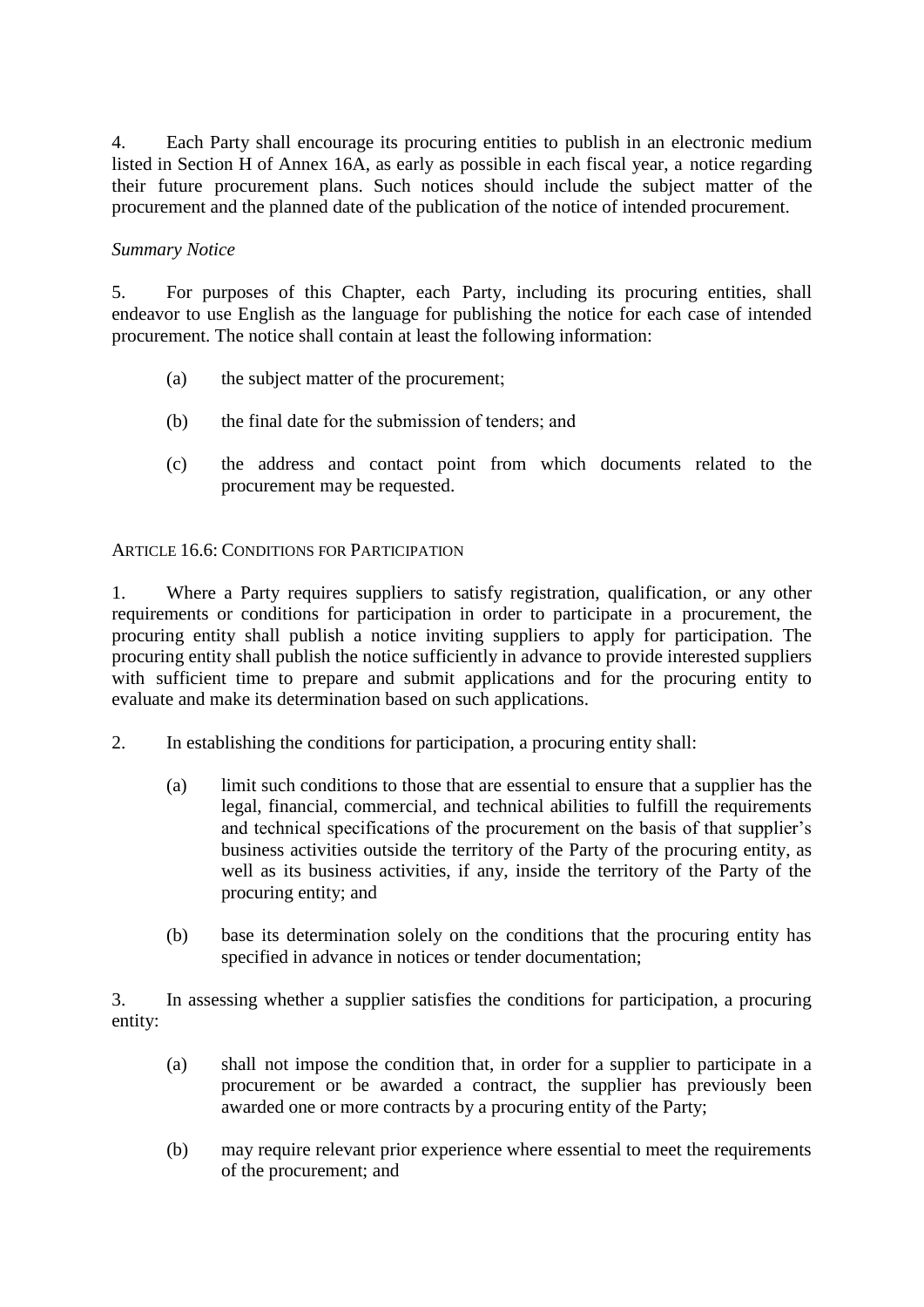4. Each Party shall encourage its procuring entities to publish in an electronic medium listed in Section H of Annex 16A, as early as possible in each fiscal year, a notice regarding their future procurement plans. Such notices should include the subject matter of the procurement and the planned date of the publication of the notice of intended procurement.

*Summary Notice*

5. For purposes of this Chapter, each Party, including its procuring entities, shall endeavor to use English as the language for publishing the notice for each case of intended procurement. The notice shall contain at least the following information:

(a) the subject matter of the procurement;

(b) the final date for the submission of tenders; and

(c) the address and contact point from which documents related to the procurement may be requested.

### ARTICLE 16.6: CONDITIONS FOR PARTICIPATION

1. Where a Party requires suppliers to satisfy registration, qualification, or any other requirements or conditions for participation in order to participate in a procurement, the procuring entity shall publish a notice inviting suppliers to apply for participation. The procuring entity shall publish the notice sufficiently in advance to provide interested suppliers with sufficient time to prepare and submit applications and for the procuring entity to evaluate and make its determination based on such applications.

2. In establishing the conditions for participation, a procuring entity shall:

(a) limit such conditions to those that are essential to ensure that a supplier has the legal, financial, commercial, and technical abilities to fulfill the requirements and technical specifications of the procurement on the basis of that supplier's business activities outside the territory of the Party of the procuring entity, as well as its business activities, if any, inside the territory of the Party of the procuring entity; and

(b) base its determination solely on the conditions that the procuring entity has specified in advance in notices or tender documentation;

3. In assessing whether a supplier satisfies the conditions for participation, a procuring entity:

(a) shall not impose the condition that, in order for a supplier to participate in a procurement or be awarded a contract, the supplier has previously been awarded one or more contracts by a procuring entity of the Party;

(b) may require relevant prior experience where essential to meet the requirements of the procurement; and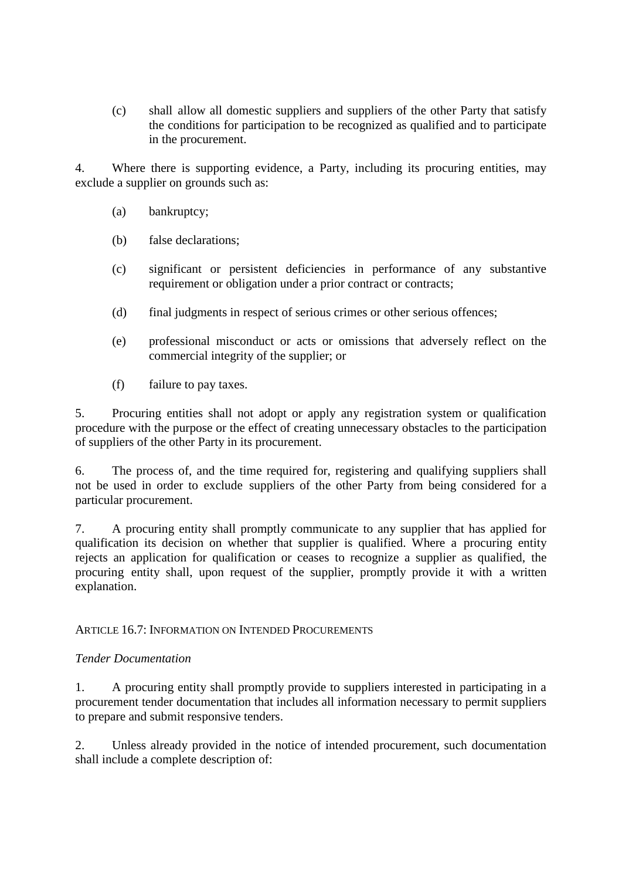(c) shall allow all domestic suppliers and suppliers of the other Party that satisfy the conditions for participation to be recognized as qualified and to participate in the procurement.

4. Where there is supporting evidence, a Party, including its procuring entities, may exclude a supplier on grounds such as:

(a) bankruptcy;

(b) false declarations;

(c) significant or persistent deficiencies in performance of any substantive requirement or obligation under a prior contract or contracts;

(d) final judgments in respect of serious crimes or other serious offences;

(e) professional misconduct or acts or omissions that adversely reflect on the commercial integrity of the supplier; or

(f) failure to pay taxes.

5. Procuring entities shall not adopt or apply any registration system or qualification procedure with the purpose or the effect of creating unnecessary obstacles to the participation of suppliers of the other Party in its procurement.

6. The process of, and the time required for, registering and qualifying suppliers shall not be used in order to exclude suppliers of the other Party from being considered for a particular procurement.

7. A procuring entity shall promptly communicate to any supplier that has applied for qualification its decision on whether that supplier is qualified. Where a procuring entity rejects an application for qualification or ceases to recognize a supplier as qualified, the procuring entity shall, upon request of the supplier, promptly provide it with a written explanation.

## ARTICLE 16.7: INFORMATION ON INTENDED PROCUREMENTS

*Tender Documentation*

1. A procuring entity shall promptly provide to suppliers interested in participating in a procurement tender documentation that includes all information necessary to permit suppliers to prepare and submit responsive tenders.

2. Unless already provided in the notice of intended procurement, such documentation shall include a complete description of: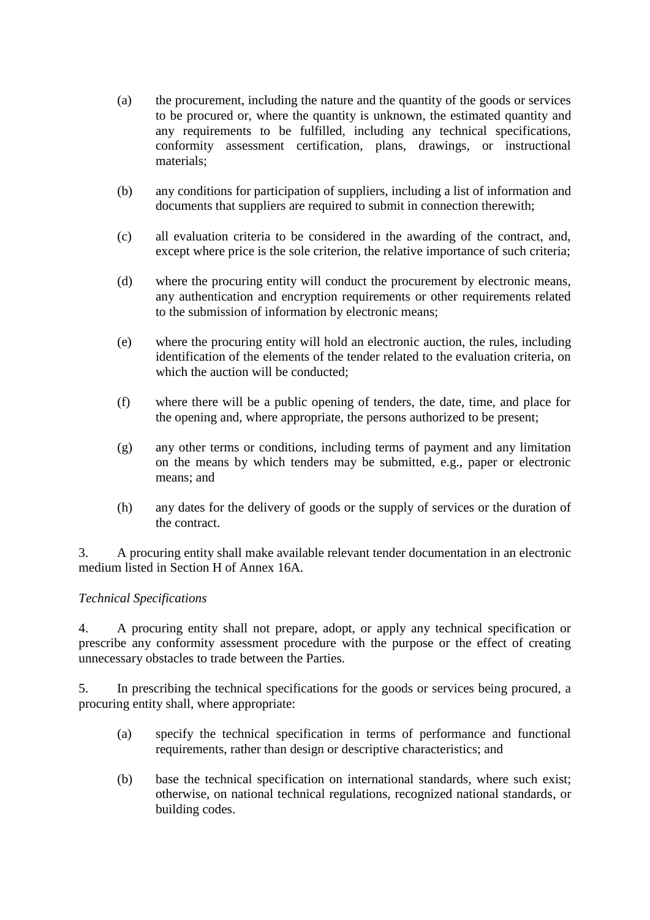(a) the procurement, including the nature and the quantity of the goods or services to be procured or, where the quantity is unknown, the estimated quantity and any requirements to be fulfilled, including any technical specifications, conformity assessment certification, plans, drawings, or instructional materials;

(b) any conditions for participation of suppliers, including a list of information and documents that suppliers are required to submit in connection therewith;

(c) all evaluation criteria to be considered in the awarding of the contract, and, except where price is the sole criterion, the relative importance of such criteria;

(d) where the procuring entity will conduct the procurement by electronic means, any authentication and encryption requirements or other requirements related to the submission of information by electronic means;

(e) where the procuring entity will hold an electronic auction, the rules, including identification of the elements of the tender related to the evaluation criteria, on which the auction will be conducted;

(f) where there will be a public opening of tenders, the date, time, and place for the opening and, where appropriate, the persons authorized to be present;

(g) any other terms or conditions, including terms of payment and any limitation on the means by which tenders may be submitted, e.g., paper or electronic means; and

(h) any dates for the delivery of goods or the supply of services or the duration of the contract.

3. A procuring entity shall make available relevant tender documentation in an electronic medium listed in Section H of Annex 16A.

*Technical Specifications*

4. A procuring entity shall not prepare, adopt, or apply any technical specification or prescribe any conformity assessment procedure with the purpose or the effect of creating unnecessary obstacles to trade between the Parties.

5. In prescribing the technical specifications for the goods or services being procured, a procuring entity shall, where appropriate:

(a) specify the technical specification in terms of performance and functional requirements, rather than design or descriptive characteristics; and

(b) base the technical specification on international standards, where such exist; otherwise, on national technical regulations, recognized national standards, or building codes.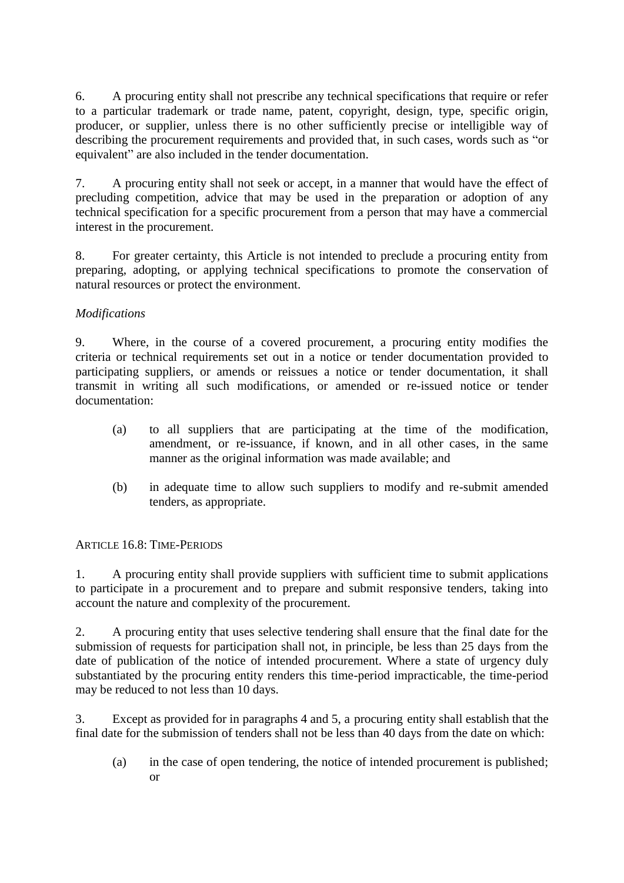6. A procuring entity shall not prescribe any technical specifications that require or refer to a particular trademark or trade name, patent, copyright, design, type, specific origin, producer, or supplier, unless there is no other sufficiently precise or intelligible way of describing the procurement requirements and provided that, in such cases, words such as "or equivalent" are also included in the tender documentation.

7. A procuring entity shall not seek or accept, in a manner that would have the effect of precluding competition, advice that may be used in the preparation or adoption of any technical specification for a specific procurement from a person that may have a commercial interest in the procurement.

8. For greater certainty, this Article is not intended to preclude a procuring entity from preparing, adopting, or applying technical specifications to promote the conservation of natural resources or protect the environment.

*Modifications*

9. Where, in the course of a covered procurement, a procuring entity modifies the criteria or technical requirements set out in a notice or tender documentation provided to participating suppliers, or amends or reissues a notice or tender documentation, it shall transmit in writing all such modifications, or amended or re-issued notice or tender documentation:

(a) to all suppliers that are participating at the time of the modification, amendment, or re-issuance, if known, and in all other cases, in the same manner as the original information was made available; and

(b) in adequate time to allow such suppliers to modify and re-submit amended tenders, as appropriate.

## ARTICLE 16.8: TIME-PERIODS

1. A procuring entity shall provide suppliers with sufficient time to submit applications to participate in a procurement and to prepare and submit responsive tenders, taking into account the nature and complexity of the procurement.

2. A procuring entity that uses selective tendering shall ensure that the final date for the submission of requests for participation shall not, in principle, be less than 25 days from the date of publication of the notice of intended procurement. Where a state of urgency duly substantiated by the procuring entity renders this time-period impracticable, the time-period may be reduced to not less than 10 days.

3. Except as provided for in paragraphs 4 and 5, a procuring entity shall establish that the final date for the submission of tenders shall not be less than 40 days from the date on which:

(a) in the case of open tendering, the notice of intended procurement is published; or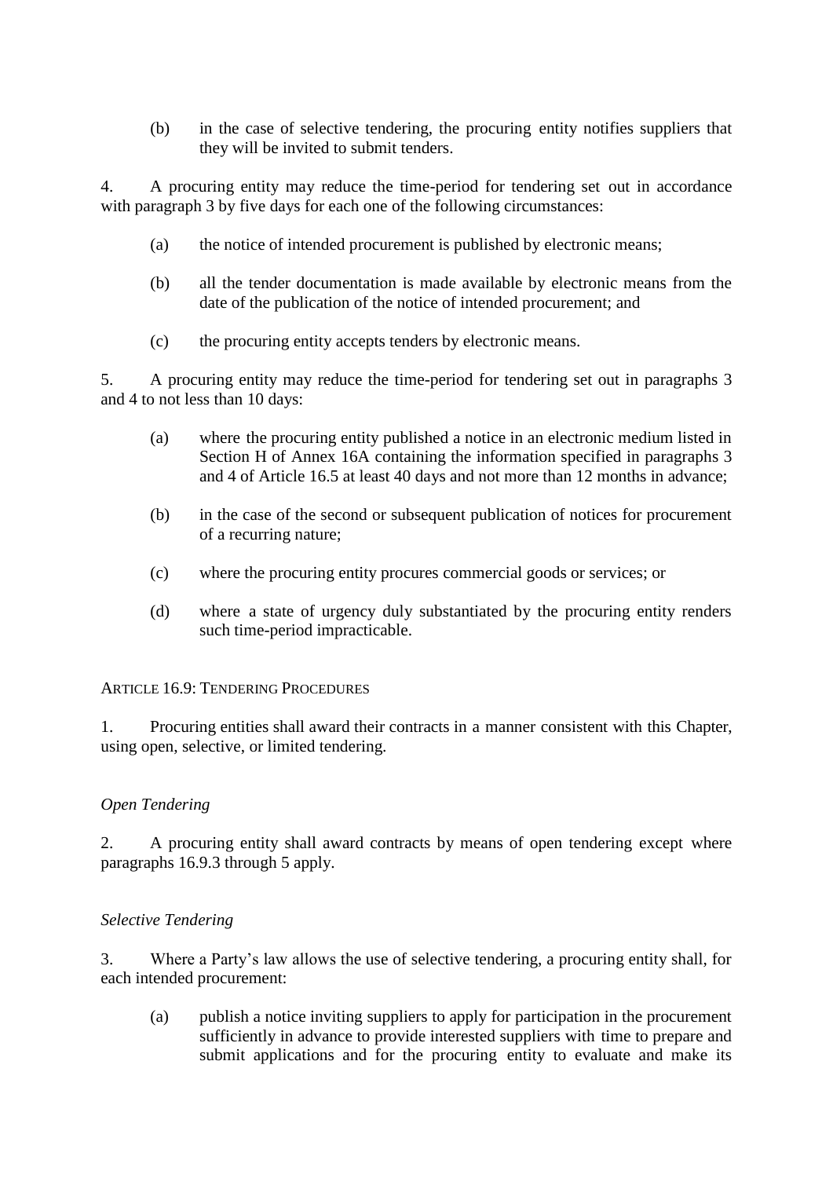(b) in the case of selective tendering, the procuring entity notifies suppliers that they will be invited to submit tenders.

4. A procuring entity may reduce the time-period for tendering set out in accordance with paragraph 3 by five days for each one of the following circumstances:

(a) the notice of intended procurement is published by electronic means;

(b) all the tender documentation is made available by electronic means from the date of the publication of the notice of intended procurement; and

(c) the procuring entity accepts tenders by electronic means.

5. A procuring entity may reduce the time-period for tendering set out in paragraphs 3 and 4 to not less than 10 days:

(a) where the procuring entity published a notice in an electronic medium listed in Section H of Annex 16A containing the information specified in paragraphs 3 and 4 of Article 16.5 at least 40 days and not more than 12 months in advance;

(b) in the case of the second or subsequent publication of notices for procurement of a recurring nature;

(c) where the procuring entity procures commercial goods or services; or

(d) where a state of urgency duly substantiated by the procuring entity renders such time-period impracticable.

## Article 16.9: Tendering Procedures

1. Procuring entities shall award their contracts in a manner consistent with this Chapter, using open, selective, or limited tendering.

### *Open Tendering*

2. A procuring entity shall award contracts by means of open tendering except where paragraphs 16.9.3 through 5 apply.

### *Selective Tendering*

3. Where a Party's law allows the use of selective tendering, a procuring entity shall, for each intended procurement:

(a) publish a notice inviting suppliers to apply for participation in the procurement sufficiently in advance to provide interested suppliers with time to prepare and submit applications and for the procuring entity to evaluate and make its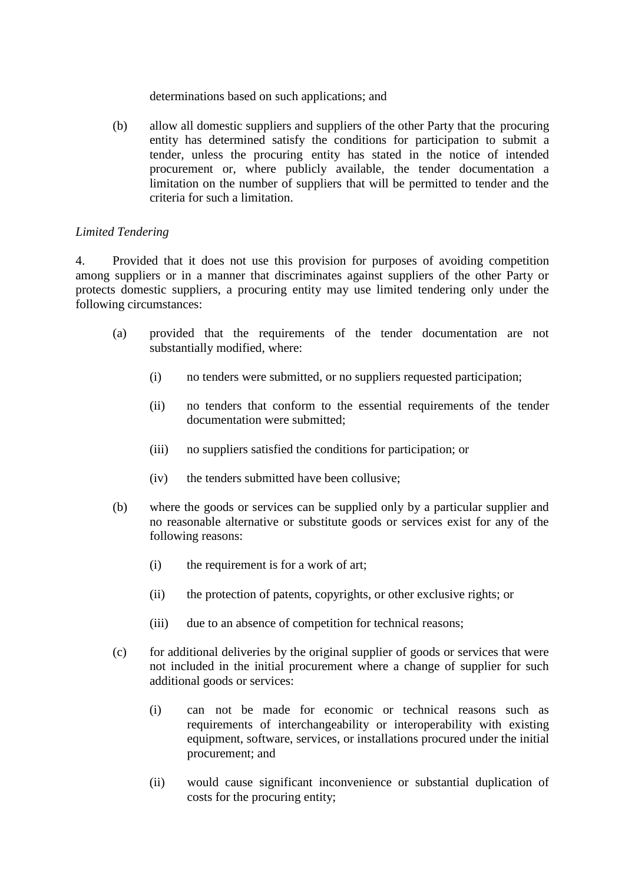determinations based on such applications; and

(b) allow all domestic suppliers and suppliers of the other Party that the procuring entity has determined satisfy the conditions for participation to submit a tender, unless the procuring entity has stated in the notice of intended procurement or, where publicly available, the tender documentation a limitation on the number of suppliers that will be permitted to tender and the criteria for such a limitation.

*Limited Tendering*

4. Provided that it does not use this provision for purposes of avoiding competition among suppliers or in a manner that discriminates against suppliers of the other Party or protects domestic suppliers, a procuring entity may use limited tendering only under the following circumstances:

(a) provided that the requirements of the tender documentation are not substantially modified, where:

   (i) no tenders were submitted, or no suppliers requested participation;

   (ii) no tenders that conform to the essential requirements of the tender documentation were submitted;

   (iii) no suppliers satisfied the conditions for participation; or

   (iv) the tenders submitted have been collusive;

(b) where the goods or services can be supplied only by a particular supplier and no reasonable alternative or substitute goods or services exist for any of the following reasons:

   (i) the requirement is for a work of art;

   (ii) the protection of patents, copyrights, or other exclusive rights; or

   (iii) due to an absence of competition for technical reasons;

(c) for additional deliveries by the original supplier of goods or services that were not included in the initial procurement where a change of supplier for such additional goods or services:

   (i) can not be made for economic or technical reasons such as requirements of interchangeability or interoperability with existing equipment, software, services, or installations procured under the initial procurement; and

   (ii) would cause significant inconvenience or substantial duplication of costs for the procuring entity;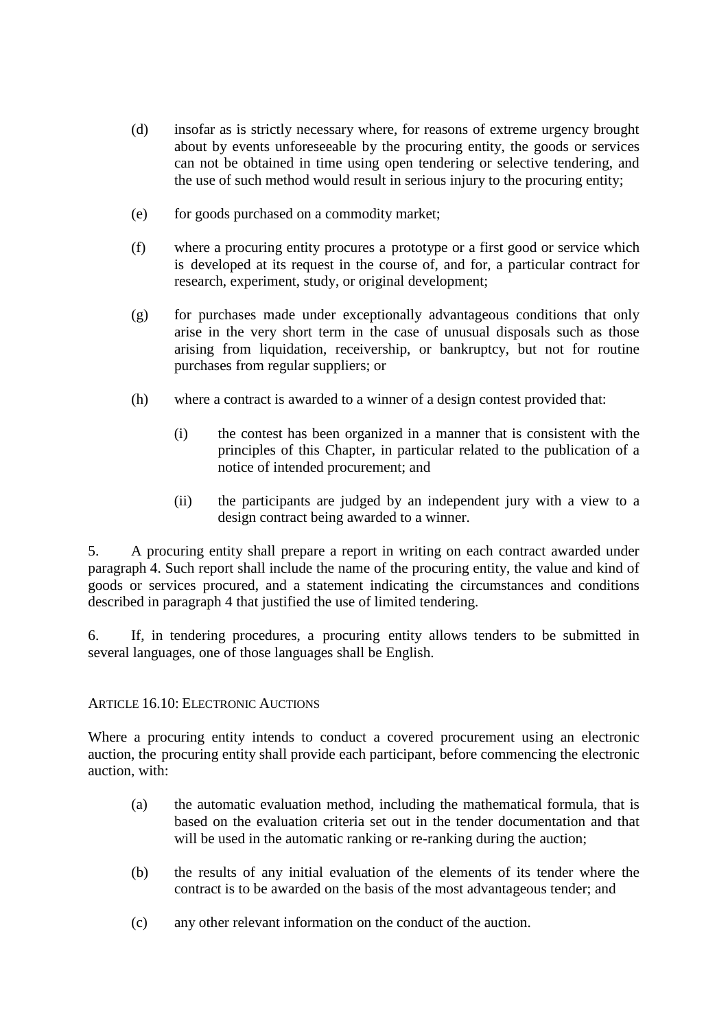(d) insofar as is strictly necessary where, for reasons of extreme urgency brought about by events unforeseeable by the procuring entity, the goods or services can not be obtained in time using open tendering or selective tendering, and the use of such method would result in serious injury to the procuring entity;

(e) for goods purchased on a commodity market;

(f) where a procuring entity procures a prototype or a first good or service which is developed at its request in the course of, and for, a particular contract for research, experiment, study, or original development;

(g) for purchases made under exceptionally advantageous conditions that only arise in the very short term in the case of unusual disposals such as those arising from liquidation, receivership, or bankruptcy, but not for routine purchases from regular suppliers; or

(h) where a contract is awarded to a winner of a design contest provided that:

  (i) the contest has been organized in a manner that is consistent with the principles of this Chapter, in particular related to the publication of a notice of intended procurement; and

  (ii) the participants are judged by an independent jury with a view to a design contract being awarded to a winner.

5. A procuring entity shall prepare a report in writing on each contract awarded under paragraph 4. Such report shall include the name of the procuring entity, the value and kind of goods or services procured, and a statement indicating the circumstances and conditions described in paragraph 4 that justified the use of limited tendering.

6. If, in tendering procedures, a procuring entity allows tenders to be submitted in several languages, one of those languages shall be English.

### Article 16.10: Electronic Auctions

Where a procuring entity intends to conduct a covered procurement using an electronic auction, the procuring entity shall provide each participant, before commencing the electronic auction, with:

(a) the automatic evaluation method, including the mathematical formula, that is based on the evaluation criteria set out in the tender documentation and that will be used in the automatic ranking or re-ranking during the auction;

(b) the results of any initial evaluation of the elements of its tender where the contract is to be awarded on the basis of the most advantageous tender; and

(c) any other relevant information on the conduct of the auction.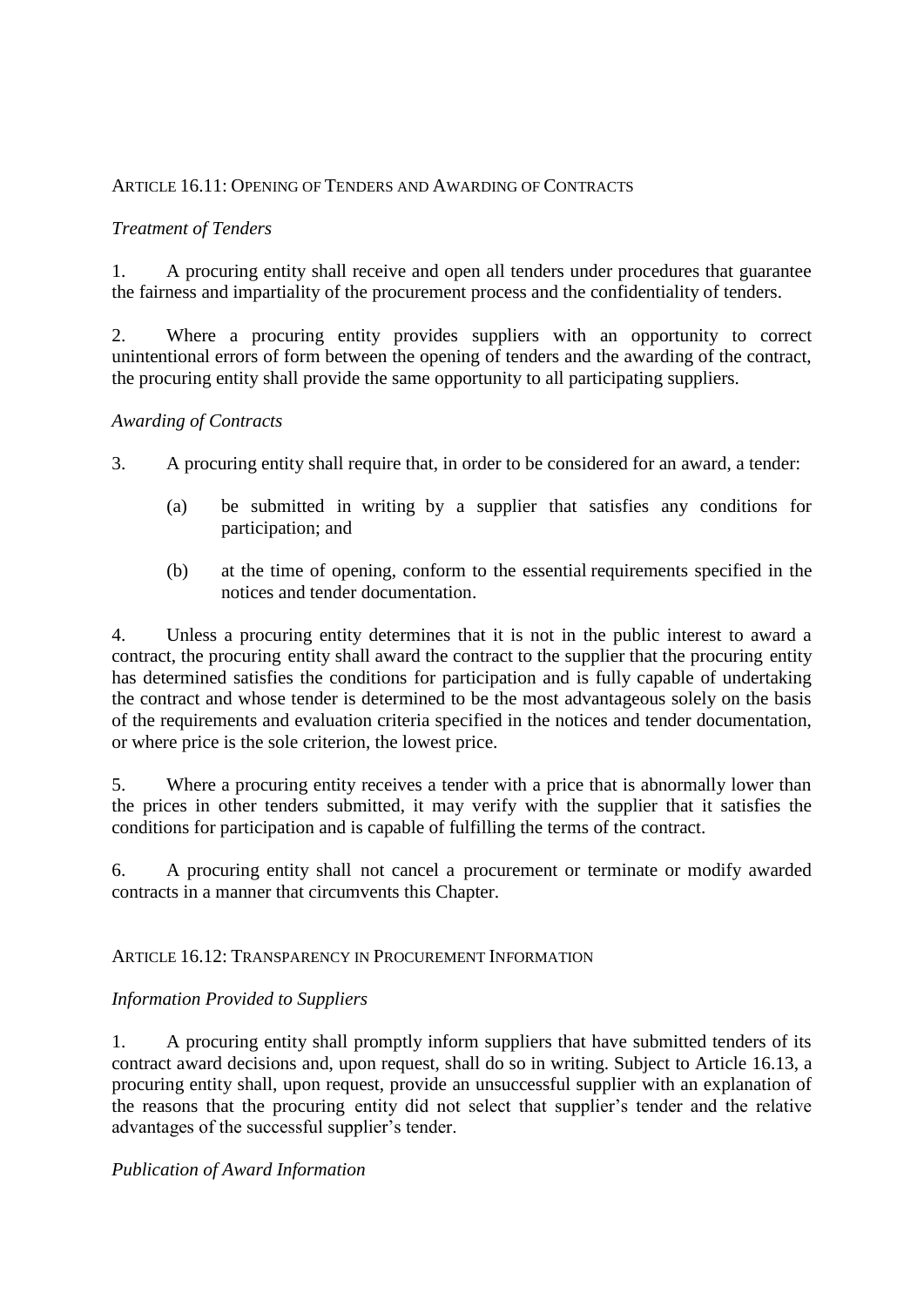## ARTICLE 16.11: OPENING OF TENDERS AND AWARDING OF CONTRACTS

*Treatment of Tenders*

1. A procuring entity shall receive and open all tenders under procedures that guarantee the fairness and impartiality of the procurement process and the confidentiality of tenders.

2. Where a procuring entity provides suppliers with an opportunity to correct unintentional errors of form between the opening of tenders and the awarding of the contract, the procuring entity shall provide the same opportunity to all participating suppliers.

*Awarding of Contracts*

3. A procuring entity shall require that, in order to be considered for an award, a tender:

   (a) be submitted in writing by a supplier that satisfies any conditions for participation; and

   (b) at the time of opening, conform to the essential requirements specified in the notices and tender documentation.

4. Unless a procuring entity determines that it is not in the public interest to award a contract, the procuring entity shall award the contract to the supplier that the procuring entity has determined satisfies the conditions for participation and is fully capable of undertaking the contract and whose tender is determined to be the most advantageous solely on the basis of the requirements and evaluation criteria specified in the notices and tender documentation, or where price is the sole criterion, the lowest price.

5. Where a procuring entity receives a tender with a price that is abnormally lower than the prices in other tenders submitted, it may verify with the supplier that it satisfies the conditions for participation and is capable of fulfilling the terms of the contract.

6. A procuring entity shall not cancel a procurement or terminate or modify awarded contracts in a manner that circumvents this Chapter.

## ARTICLE 16.12: TRANSPARENCY IN PROCUREMENT INFORMATION

*Information Provided to Suppliers*

1. A procuring entity shall promptly inform suppliers that have submitted tenders of its contract award decisions and, upon request, shall do so in writing. Subject to Article 16.13, a procuring entity shall, upon request, provide an unsuccessful supplier with an explanation of the reasons that the procuring entity did not select that supplier's tender and the relative advantages of the successful supplier's tender.

*Publication of Award Information*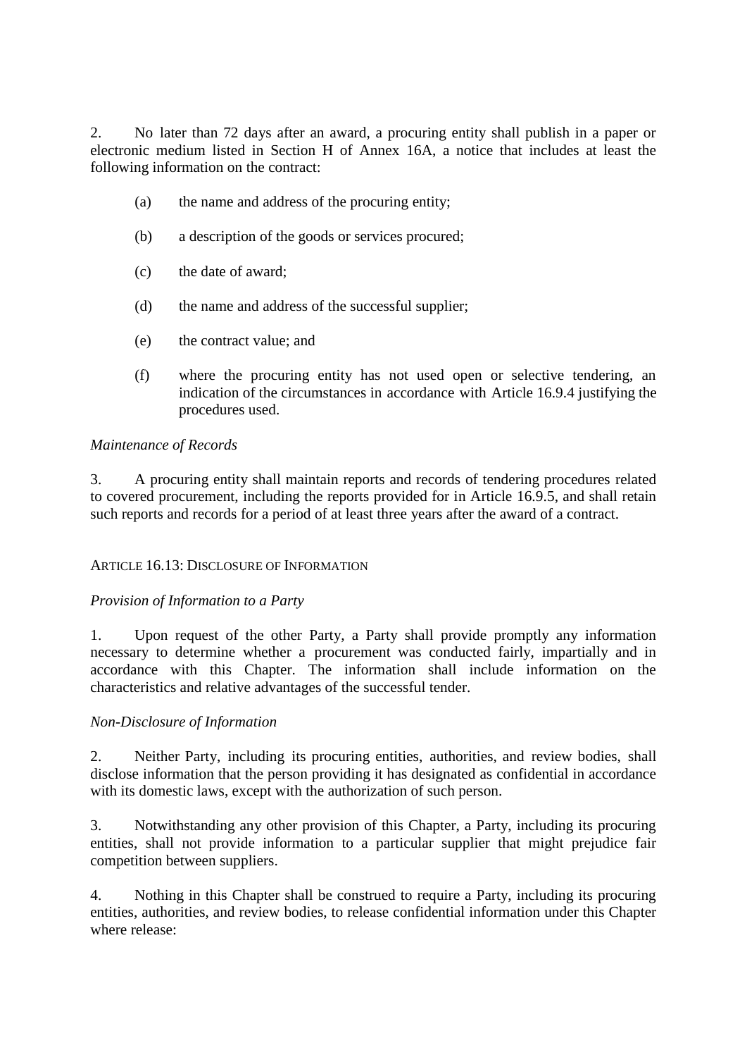2. No later than 72 days after an award, a procuring entity shall publish in a paper or electronic medium listed in Section H of Annex 16A, a notice that includes at least the following information on the contract:

(a) the name and address of the procuring entity;

(b) a description of the goods or services procured;

(c) the date of award;

(d) the name and address of the successful supplier;

(e) the contract value; and

(f) where the procuring entity has not used open or selective tendering, an indication of the circumstances in accordance with Article 16.9.4 justifying the procedures used.

*Maintenance of Records*

3. A procuring entity shall maintain reports and records of tendering procedures related to covered procurement, including the reports provided for in Article 16.9.5, and shall retain such reports and records for a period of at least three years after the award of a contract.

## ARTICLE 16.13: DISCLOSURE OF INFORMATION

*Provision of Information to a Party*

1. Upon request of the other Party, a Party shall provide promptly any information necessary to determine whether a procurement was conducted fairly, impartially and in accordance with this Chapter. The information shall include information on the characteristics and relative advantages of the successful tender.

*Non-Disclosure of Information*

2. Neither Party, including its procuring entities, authorities, and review bodies, shall disclose information that the person providing it has designated as confidential in accordance with its domestic laws, except with the authorization of such person.

3. Notwithstanding any other provision of this Chapter, a Party, including its procuring entities, shall not provide information to a particular supplier that might prejudice fair competition between suppliers.

4. Nothing in this Chapter shall be construed to require a Party, including its procuring entities, authorities, and review bodies, to release confidential information under this Chapter where release: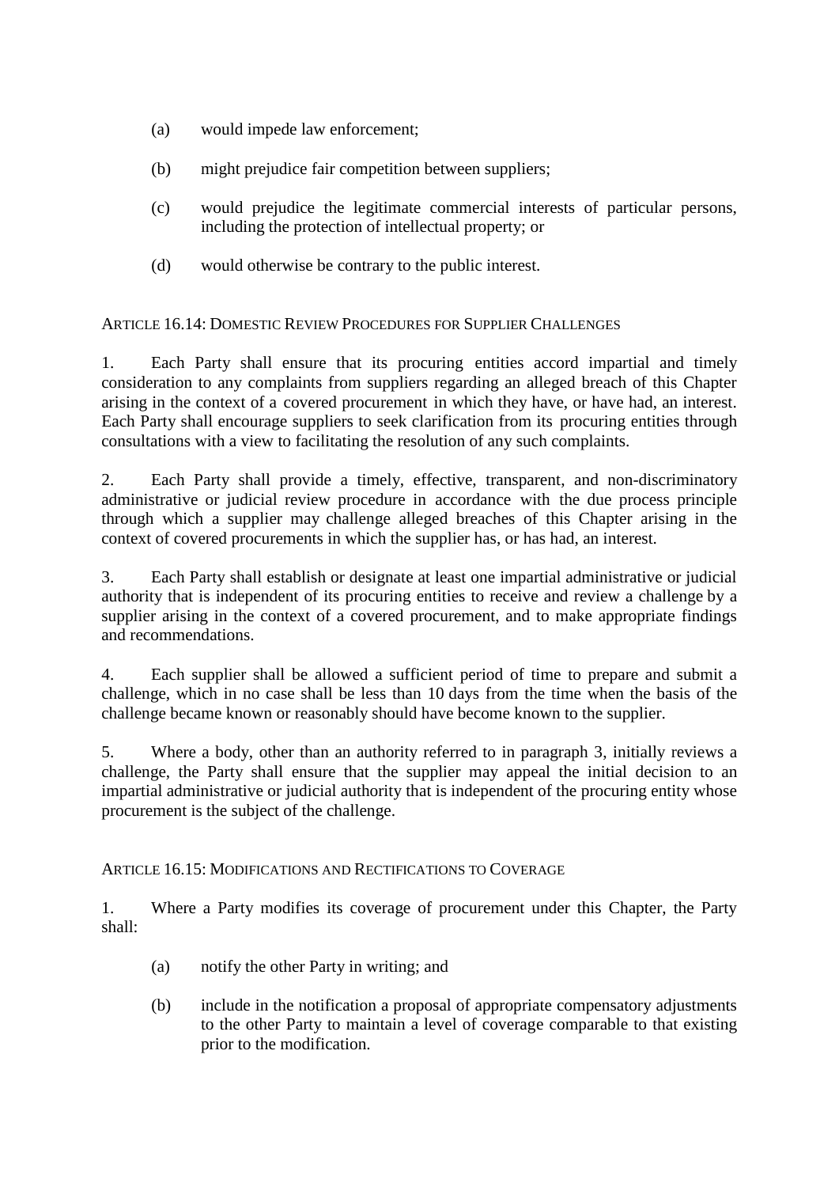(a) would impede law enforcement;

(b) might prejudice fair competition between suppliers;

(c) would prejudice the legitimate commercial interests of particular persons, including the protection of intellectual property; or

(d) would otherwise be contrary to the public interest.

ARTICLE 16.14: DOMESTIC REVIEW PROCEDURES FOR SUPPLIER CHALLENGES

1. Each Party shall ensure that its procuring entities accord impartial and timely consideration to any complaints from suppliers regarding an alleged breach of this Chapter arising in the context of a covered procurement in which they have, or have had, an interest. Each Party shall encourage suppliers to seek clarification from its procuring entities through consultations with a view to facilitating the resolution of any such complaints.

2. Each Party shall provide a timely, effective, transparent, and non-discriminatory administrative or judicial review procedure in accordance with the due process principle through which a supplier may challenge alleged breaches of this Chapter arising in the context of covered procurements in which the supplier has, or has had, an interest.

3. Each Party shall establish or designate at least one impartial administrative or judicial authority that is independent of its procuring entities to receive and review a challenge by a supplier arising in the context of a covered procurement, and to make appropriate findings and recommendations.

4. Each supplier shall be allowed a sufficient period of time to prepare and submit a challenge, which in no case shall be less than 10 days from the time when the basis of the challenge became known or reasonably should have become known to the supplier.

5. Where a body, other than an authority referred to in paragraph 3, initially reviews a challenge, the Party shall ensure that the supplier may appeal the initial decision to an impartial administrative or judicial authority that is independent of the procuring entity whose procurement is the subject of the challenge.

ARTICLE 16.15: MODIFICATIONS AND RECTIFICATIONS TO COVERAGE

1. Where a Party modifies its coverage of procurement under this Chapter, the Party shall:

(a) notify the other Party in writing; and

(b) include in the notification a proposal of appropriate compensatory adjustments to the other Party to maintain a level of coverage comparable to that existing prior to the modification.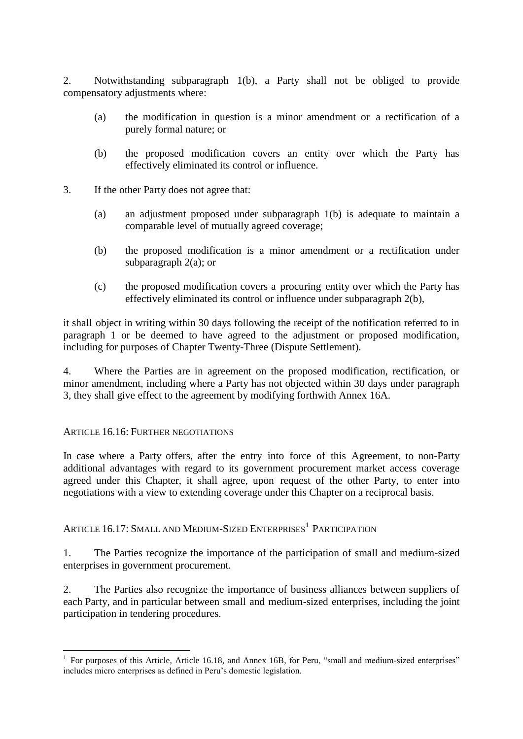2. Notwithstanding subparagraph 1(b), a Party shall not be obliged to provide compensatory adjustments where:

(a) the modification in question is a minor amendment or a rectification of a purely formal nature; or

(b) the proposed modification covers an entity over which the Party has effectively eliminated its control or influence.

3. If the other Party does not agree that:

(a) an adjustment proposed under subparagraph 1(b) is adequate to maintain a comparable level of mutually agreed coverage;

(b) the proposed modification is a minor amendment or a rectification under subparagraph 2(a); or

(c) the proposed modification covers a procuring entity over which the Party has effectively eliminated its control or influence under subparagraph 2(b),

it shall object in writing within 30 days following the receipt of the notification referred to in paragraph 1 or be deemed to have agreed to the adjustment or proposed modification, including for purposes of Chapter Twenty-Three (Dispute Settlement).

4. Where the Parties are in agreement on the proposed modification, rectification, or minor amendment, including where a Party has not objected within 30 days under paragraph 3, they shall give effect to the agreement by modifying forthwith Annex 16A.

## ARTICLE 16.16: FURTHER NEGOTIATIONS

In case where a Party offers, after the entry into force of this Agreement, to non-Party additional advantages with regard to its government procurement market access coverage agreed under this Chapter, it shall agree, upon request of the other Party, to enter into negotiations with a view to extending coverage under this Chapter on a reciprocal basis.

## ARTICLE 16.17: SMALL AND MEDIUM-SIZED ENTERPRISES[1] PARTICIPATION

1. The Parties recognize the importance of the participation of small and medium-sized enterprises in government procurement.

2. The Parties also recognize the importance of business alliances between suppliers of each Party, and in particular between small and medium-sized enterprises, including the joint participation in tendering procedures.

---

[1] For purposes of this Article, Article 16.18, and Annex 16B, for Peru, "small and medium-sized enterprises" includes micro enterprises as defined in Peru's domestic legislation.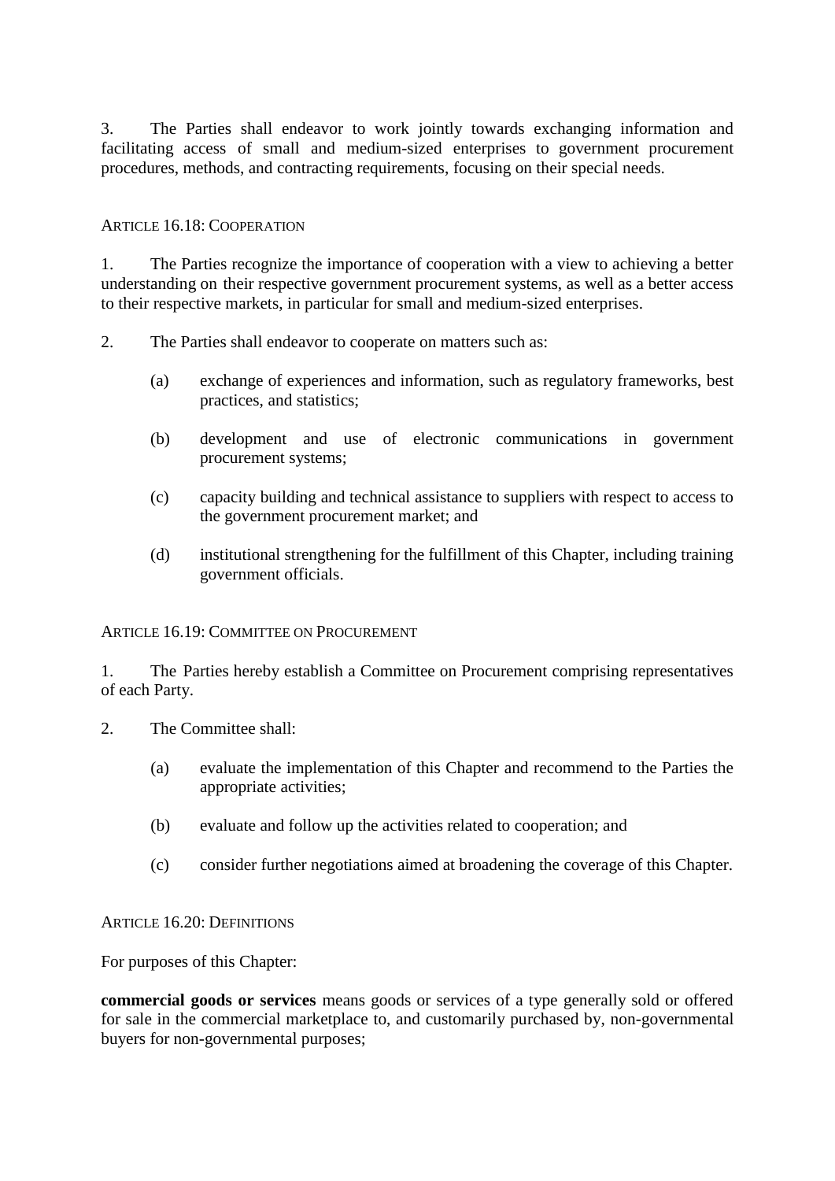3. The Parties shall endeavor to work jointly towards exchanging information and facilitating access of small and medium-sized enterprises to government procurement procedures, methods, and contracting requirements, focusing on their special needs.

### Article 16.18: Cooperation

1. The Parties recognize the importance of cooperation with a view to achieving a better understanding on their respective government procurement systems, as well as a better access to their respective markets, in particular for small and medium-sized enterprises.

2. The Parties shall endeavor to cooperate on matters such as:

   (a) exchange of experiences and information, such as regulatory frameworks, best practices, and statistics;

   (b) development and use of electronic communications in government procurement systems;

   (c) capacity building and technical assistance to suppliers with respect to access to the government procurement market; and

   (d) institutional strengthening for the fulfillment of this Chapter, including training government officials.

### Article 16.19: Committee on Procurement

1. The Parties hereby establish a Committee on Procurement comprising representatives of each Party.

2. The Committee shall:

   (a) evaluate the implementation of this Chapter and recommend to the Parties the appropriate activities;

   (b) evaluate and follow up the activities related to cooperation; and

   (c) consider further negotiations aimed at broadening the coverage of this Chapter.

### Article 16.20: Definitions

For purposes of this Chapter:

**commercial goods or services** means goods or services of a type generally sold or offered for sale in the commercial marketplace to, and customarily purchased by, non-governmental buyers for non-governmental purposes;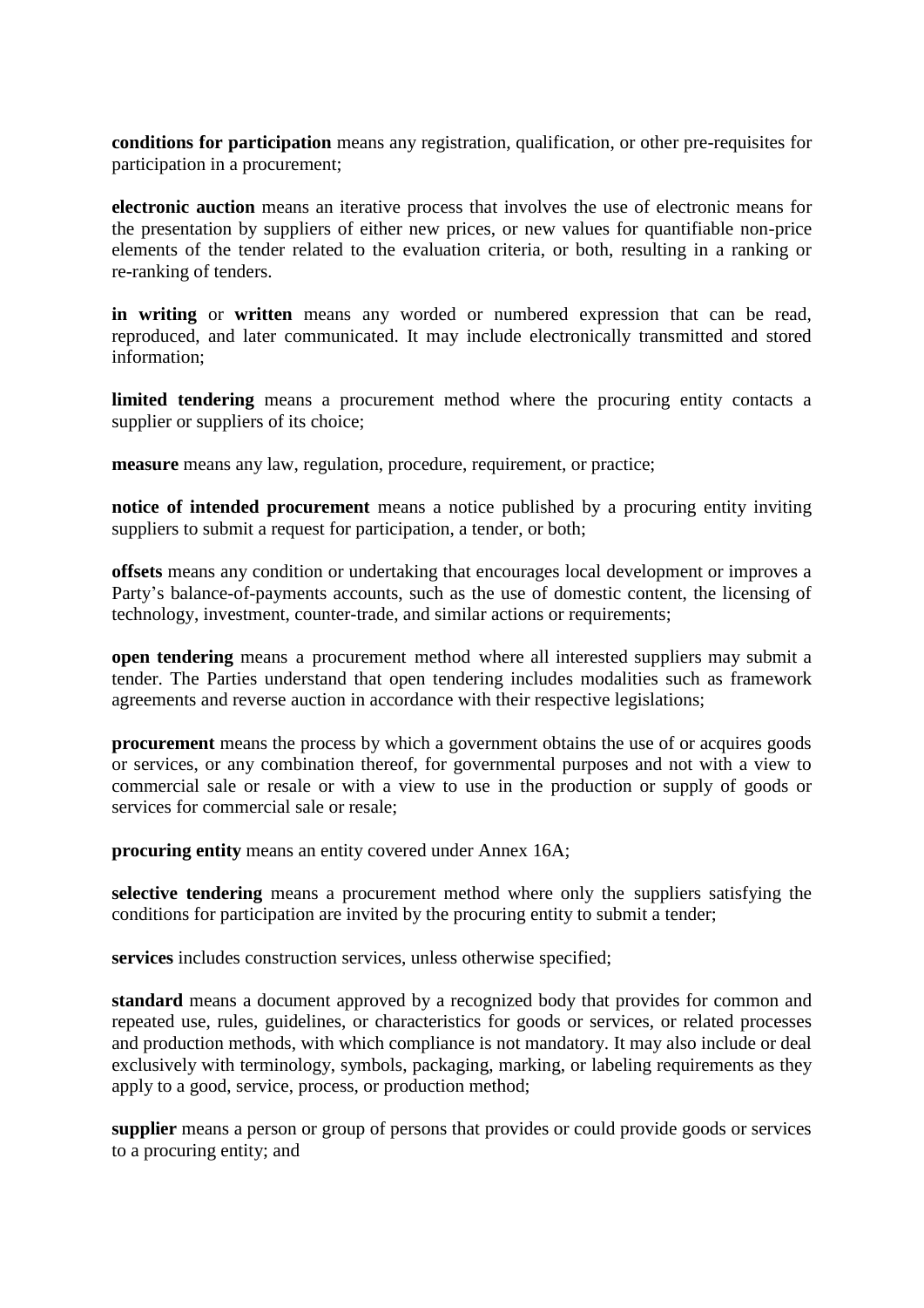**conditions for participation** means any registration, qualification, or other pre-requisites for participation in a procurement;

**electronic auction** means an iterative process that involves the use of electronic means for the presentation by suppliers of either new prices, or new values for quantifiable non-price elements of the tender related to the evaluation criteria, or both, resulting in a ranking or re-ranking of tenders.

**in writing** or **written** means any worded or numbered expression that can be read, reproduced, and later communicated. It may include electronically transmitted and stored information;

**limited tendering** means a procurement method where the procuring entity contacts a supplier or suppliers of its choice;

**measure** means any law, regulation, procedure, requirement, or practice;

**notice of intended procurement** means a notice published by a procuring entity inviting suppliers to submit a request for participation, a tender, or both;

**offsets** means any condition or undertaking that encourages local development or improves a Party's balance-of-payments accounts, such as the use of domestic content, the licensing of technology, investment, counter-trade, and similar actions or requirements;

**open tendering** means a procurement method where all interested suppliers may submit a tender. The Parties understand that open tendering includes modalities such as framework agreements and reverse auction in accordance with their respective legislations;

**procurement** means the process by which a government obtains the use of or acquires goods or services, or any combination thereof, for governmental purposes and not with a view to commercial sale or resale or with a view to use in the production or supply of goods or services for commercial sale or resale;

**procuring entity** means an entity covered under Annex 16A;

**selective tendering** means a procurement method where only the suppliers satisfying the conditions for participation are invited by the procuring entity to submit a tender;

**services** includes construction services, unless otherwise specified;

**standard** means a document approved by a recognized body that provides for common and repeated use, rules, guidelines, or characteristics for goods or services, or related processes and production methods, with which compliance is not mandatory. It may also include or deal exclusively with terminology, symbols, packaging, marking, or labeling requirements as they apply to a good, service, process, or production method;

**supplier** means a person or group of persons that provides or could provide goods or services to a procuring entity; and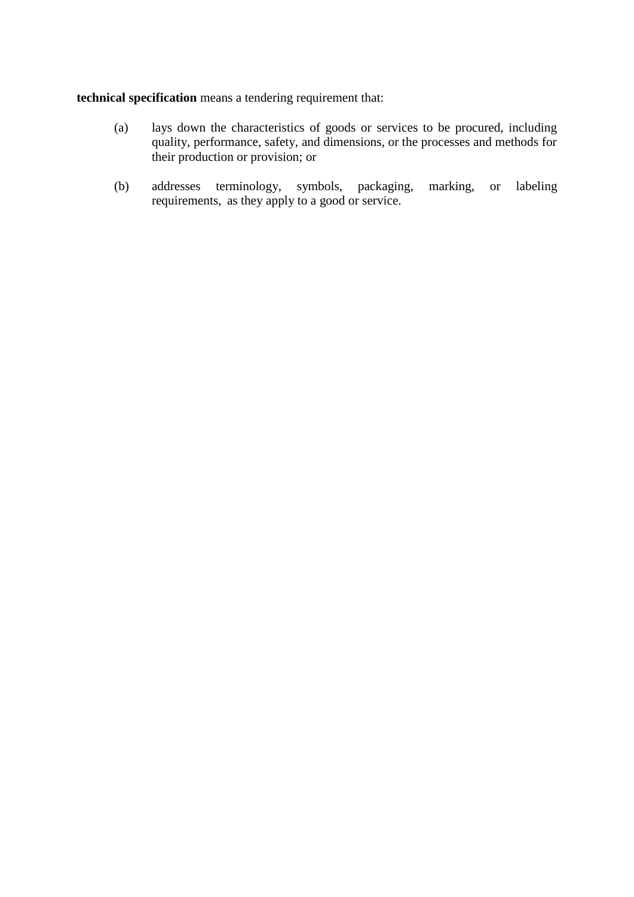**technical specification** means a tendering requirement that:

(a) lays down the characteristics of goods or services to be procured, including quality, performance, safety, and dimensions, or the processes and methods for their production or provision; or

(b) addresses terminology, symbols, packaging, marking, or labeling requirements, as they apply to a good or service.